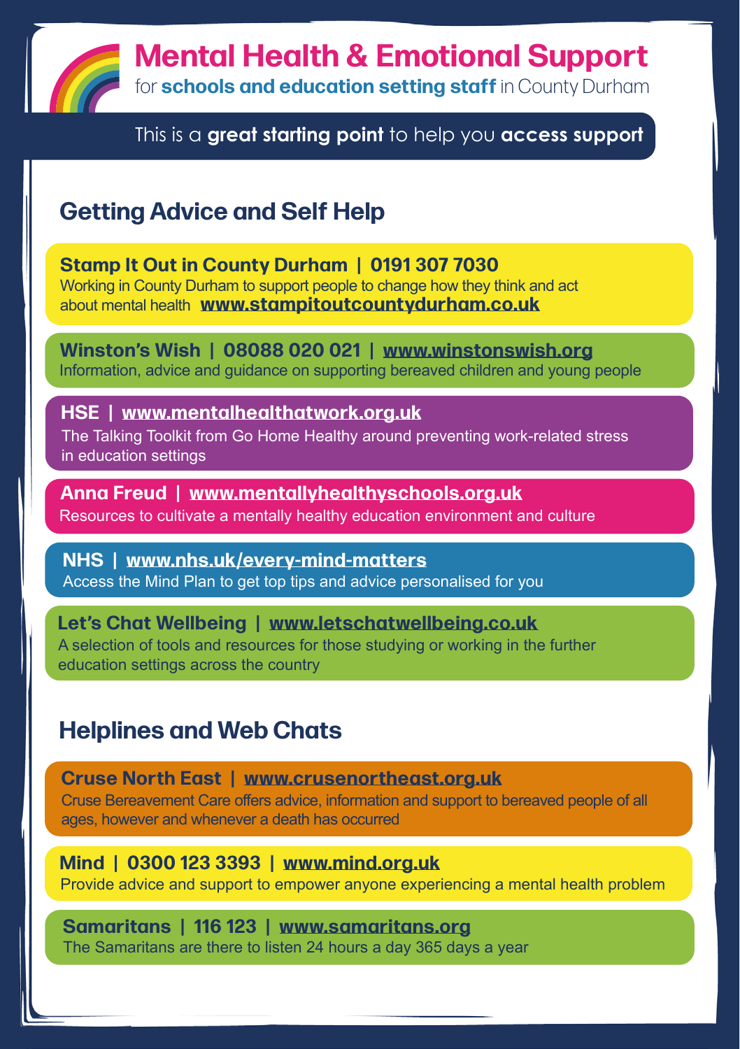# Mental Health & Emotional Support

for **schools and education setting staff** in County Durham

This is a **great starting point** to help you **access support**

## Getting Advice and Self Help

**Stamp It Out in County Durham | 0191 307 7030**
Working in County Durham to support people to change how they think and act about mental health **www.stampitoutcountydurham.co.uk**

**Winston's Wish | 08088 020 021 | www.winstonswish.org**
Information, advice and guidance on supporting bereaved children and young people

**HSE | www.mentalhealthatwork.org.uk**
The Talking Toolkit from Go Home Healthy around preventing work-related stress in education settings

**Anna Freud | www.mentallyhealthyschools.org.uk**
Resources to cultivate a mentally healthy education environment and culture

**NHS | www.nhs.uk/every-mind-matters**
Access the Mind Plan to get top tips and advice personalised for you

**Let's Chat Wellbeing | www.letschatwellbeing.co.uk**
A selection of tools and resources for those studying or working in the further education settings across the country

## Helplines and Web Chats

**Cruse North East | www.crusenortheast.org.uk**
Cruse Bereavement Care offers advice, information and support to bereaved people of all ages, however and whenever a death has occurred

**Mind | 0300 123 3393 | www.mind.org.uk**
Provide advice and support to empower anyone experiencing a mental health problem

**Samaritans | 116 123 | www.samaritans.org**
The Samaritans are there to listen 24 hours a day 365 days a year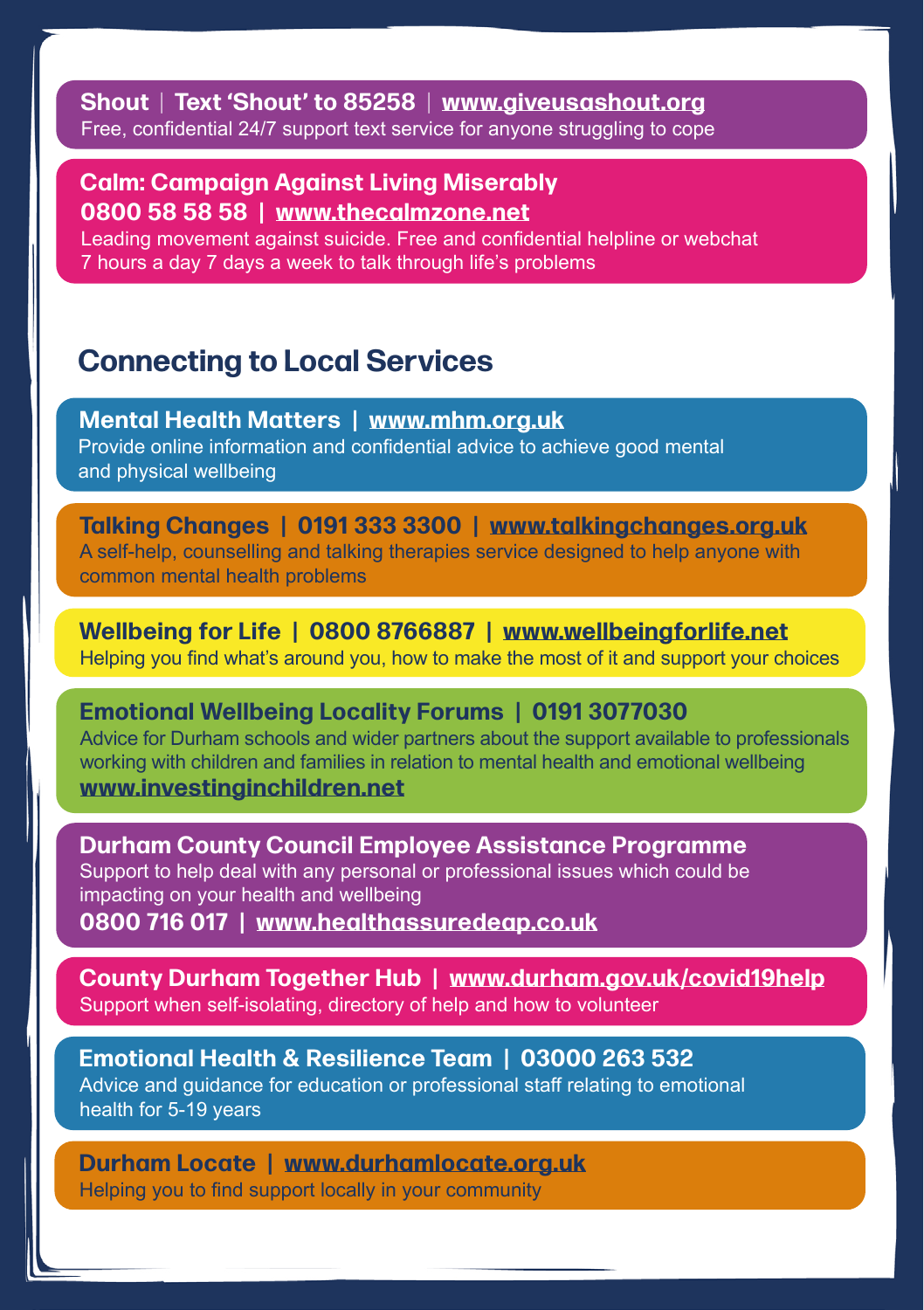**Shout | Text 'Shout' to 85258 | www.giveusashout.org**
Free, confidential 24/7 support text service for anyone struggling to cope

**Calm: Campaign Against Living Miserably**
**0800 58 58 58 | www.thecalmzone.net**
Leading movement against suicide. Free and confidential helpline or webchat 7 hours a day 7 days a week to talk through life's problems

## Connecting to Local Services

**Mental Health Matters | www.mhm.org.uk**
Provide online information and confidential advice to achieve good mental and physical wellbeing

**Talking Changes | 0191 333 3300 | www.talkingchanges.org.uk**
A self-help, counselling and talking therapies service designed to help anyone with common mental health problems

**Wellbeing for Life | 0800 8766887 | www.wellbeingforlife.net**
Helping you find what's around you, how to make the most of it and support your choices

**Emotional Wellbeing Locality Forums | 0191 3077030**
Advice for Durham schools and wider partners about the support available to professionals working with children and families in relation to mental health and emotional wellbeing
**www.investinginchildren.net**

**Durham County Council Employee Assistance Programme**
Support to help deal with any personal or professional issues which could be impacting on your health and wellbeing
**0800 716 017 | www.healthassuredeap.co.uk**

**County Durham Together Hub | www.durham.gov.uk/covid19help**
Support when self-isolating, directory of help and how to volunteer

**Emotional Health & Resilience Team | 03000 263 532**
Advice and guidance for education or professional staff relating to emotional health for 5-19 years

**Durham Locate | www.durhamlocate.org.uk**
Helping you to find support locally in your community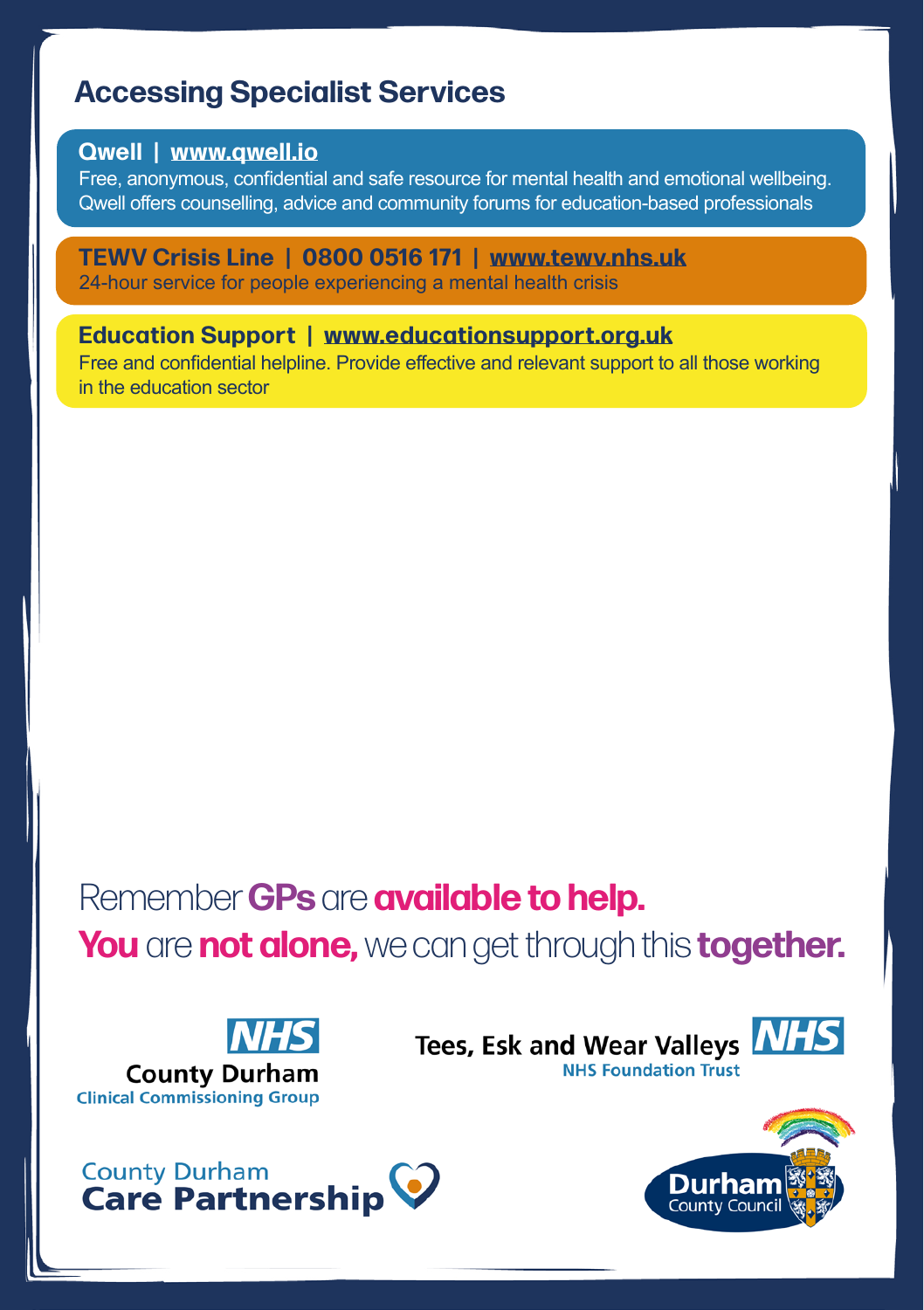## Accessing Specialist Services

**Qwell | www.qwell.io**

Free, anonymous, confidential and safe resource for mental health and emotional wellbeing. Qwell offers counselling, advice and community forums for education-based professionals

**TEWV Crisis Line | 0800 0516 171 | www.tewv.nhs.uk**

24-hour service for people experiencing a mental health crisis

**Education Support | www.educationsupport.org.uk**

Free and confidential helpline. Provide effective and relevant support to all those working in the education sector

Remember **GPs** are **available to help.**

**You** are **not alone,** we can get through this **together.**

NHS County Durham Clinical Commissioning Group

Tees, Esk and Wear Valleys NHS Foundation Trust

County Durham Care Partnership

Durham County Council